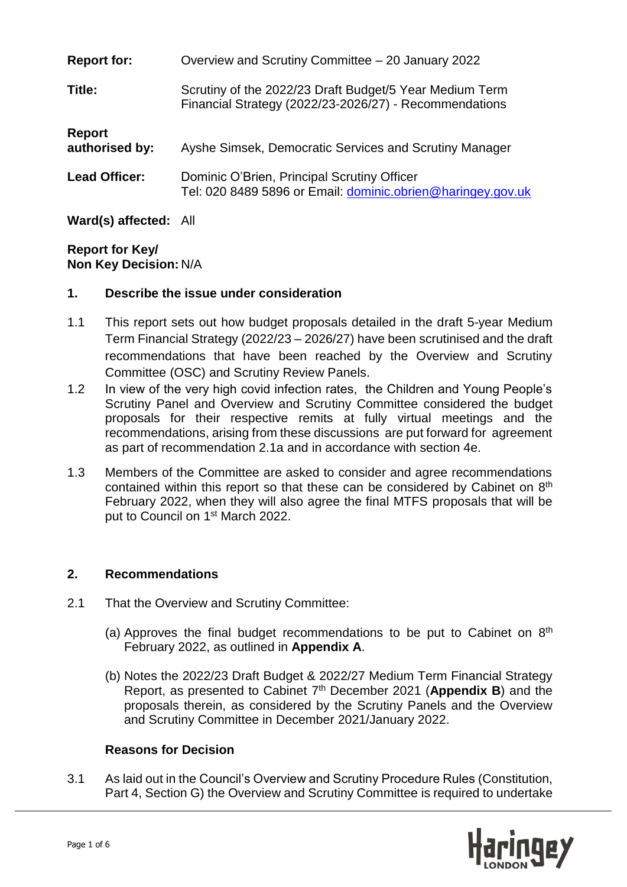| | |
|---|---|
| **Report for:** | Overview and Scrutiny Committee – 20 January 2022 |
| **Title:** | Scrutiny of the 2022/23 Draft Budget/5 Year Medium Term Financial Strategy (2022/23-2026/27) - Recommendations |
| **Report authorised by:** | Ayshe Simsek, Democratic Services and Scrutiny Manager |
| **Lead Officer:** | Dominic O'Brien, Principal Scrutiny Officer<br>Tel: 020 8489 5896 or Email: dominic.obrien@haringey.gov.uk |
| **Ward(s) affected:** | All |
| **Report for Key/ Non Key Decision:** | N/A |

## 1. Describe the issue under consideration

1.1 This report sets out how budget proposals detailed in the draft 5-year Medium Term Financial Strategy (2022/23 – 2026/27) have been scrutinised and the draft recommendations that have been reached by the Overview and Scrutiny Committee (OSC) and Scrutiny Review Panels.

1.2 In view of the very high covid infection rates, the Children and Young People's Scrutiny Panel and Overview and Scrutiny Committee considered the budget proposals for their respective remits at fully virtual meetings and the recommendations, arising from these discussions are put forward for agreement as part of recommendation 2.1a and in accordance with section 4e.

1.3 Members of the Committee are asked to consider and agree recommendations contained within this report so that these can be considered by Cabinet on 8th February 2022, when they will also agree the final MTFS proposals that will be put to Council on 1st March 2022.

## 2. Recommendations

2.1 That the Overview and Scrutiny Committee:

(a) Approves the final budget recommendations to be put to Cabinet on 8th February 2022, as outlined in **Appendix A**.

(b) Notes the 2022/23 Draft Budget & 2022/27 Medium Term Financial Strategy Report, as presented to Cabinet 7th December 2021 (**Appendix B**) and the proposals therein, as considered by the Scrutiny Panels and the Overview and Scrutiny Committee in December 2021/January 2022.

### Reasons for Decision

3.1 As laid out in the Council's Overview and Scrutiny Procedure Rules (Constitution, Part 4, Section G) the Overview and Scrutiny Committee is required to undertake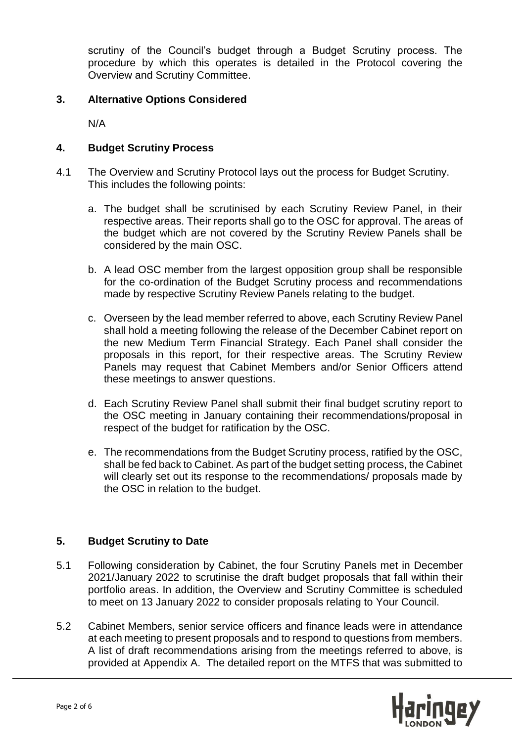scrutiny of the Council's budget through a Budget Scrutiny process. The procedure by which this operates is detailed in the Protocol covering the Overview and Scrutiny Committee.

## 3. Alternative Options Considered

N/A

## 4. Budget Scrutiny Process

4.1 The Overview and Scrutiny Protocol lays out the process for Budget Scrutiny. This includes the following points:

a. The budget shall be scrutinised by each Scrutiny Review Panel, in their respective areas. Their reports shall go to the OSC for approval. The areas of the budget which are not covered by the Scrutiny Review Panels shall be considered by the main OSC.

b. A lead OSC member from the largest opposition group shall be responsible for the co-ordination of the Budget Scrutiny process and recommendations made by respective Scrutiny Review Panels relating to the budget.

c. Overseen by the lead member referred to above, each Scrutiny Review Panel shall hold a meeting following the release of the December Cabinet report on the new Medium Term Financial Strategy. Each Panel shall consider the proposals in this report, for their respective areas. The Scrutiny Review Panels may request that Cabinet Members and/or Senior Officers attend these meetings to answer questions.

d. Each Scrutiny Review Panel shall submit their final budget scrutiny report to the OSC meeting in January containing their recommendations/proposal in respect of the budget for ratification by the OSC.

e. The recommendations from the Budget Scrutiny process, ratified by the OSC, shall be fed back to Cabinet. As part of the budget setting process, the Cabinet will clearly set out its response to the recommendations/ proposals made by the OSC in relation to the budget.

## 5. Budget Scrutiny to Date

5.1 Following consideration by Cabinet, the four Scrutiny Panels met in December 2021/January 2022 to scrutinise the draft budget proposals that fall within their portfolio areas. In addition, the Overview and Scrutiny Committee is scheduled to meet on 13 January 2022 to consider proposals relating to Your Council.

5.2 Cabinet Members, senior service officers and finance leads were in attendance at each meeting to present proposals and to respond to questions from members. A list of draft recommendations arising from the meetings referred to above, is provided at Appendix A. The detailed report on the MTFS that was submitted to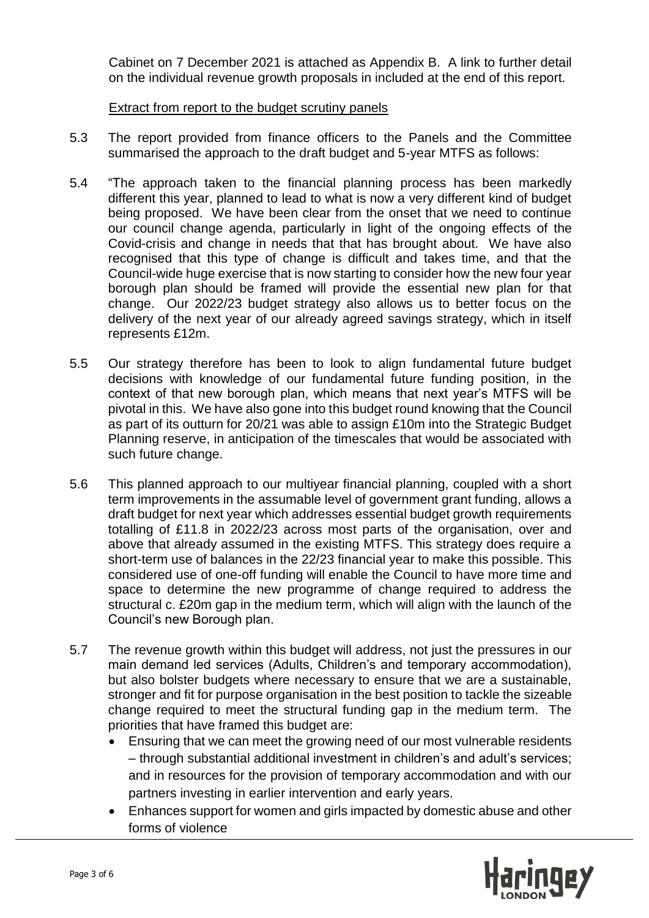Cabinet on 7 December 2021 is attached as Appendix B. A link to further detail on the individual revenue growth proposals in included at the end of this report.

Extract from report to the budget scrutiny panels

5.3 The report provided from finance officers to the Panels and the Committee summarised the approach to the draft budget and 5-year MTFS as follows:

5.4 "The approach taken to the financial planning process has been markedly different this year, planned to lead to what is now a very different kind of budget being proposed. We have been clear from the onset that we need to continue our council change agenda, particularly in light of the ongoing effects of the Covid-crisis and change in needs that that has brought about. We have also recognised that this type of change is difficult and takes time, and that the Council-wide huge exercise that is now starting to consider how the new four year borough plan should be framed will provide the essential new plan for that change. Our 2022/23 budget strategy also allows us to better focus on the delivery of the next year of our already agreed savings strategy, which in itself represents £12m.

5.5 Our strategy therefore has been to look to align fundamental future budget decisions with knowledge of our fundamental future funding position, in the context of that new borough plan, which means that next year's MTFS will be pivotal in this. We have also gone into this budget round knowing that the Council as part of its outturn for 20/21 was able to assign £10m into the Strategic Budget Planning reserve, in anticipation of the timescales that would be associated with such future change.

5.6 This planned approach to our multiyear financial planning, coupled with a short term improvements in the assumable level of government grant funding, allows a draft budget for next year which addresses essential budget growth requirements totalling of £11.8 in 2022/23 across most parts of the organisation, over and above that already assumed in the existing MTFS. This strategy does require a short-term use of balances in the 22/23 financial year to make this possible. This considered use of one-off funding will enable the Council to have more time and space to determine the new programme of change required to address the structural c. £20m gap in the medium term, which will align with the launch of the Council's new Borough plan.

5.7 The revenue growth within this budget will address, not just the pressures in our main demand led services (Adults, Children's and temporary accommodation), but also bolster budgets where necessary to ensure that we are a sustainable, stronger and fit for purpose organisation in the best position to tackle the sizeable change required to meet the structural funding gap in the medium term. The priorities that have framed this budget are:

- Ensuring that we can meet the growing need of our most vulnerable residents – through substantial additional investment in children's and adult's services; and in resources for the provision of temporary accommodation and with our partners investing in earlier intervention and early years.
- Enhances support for women and girls impacted by domestic abuse and other forms of violence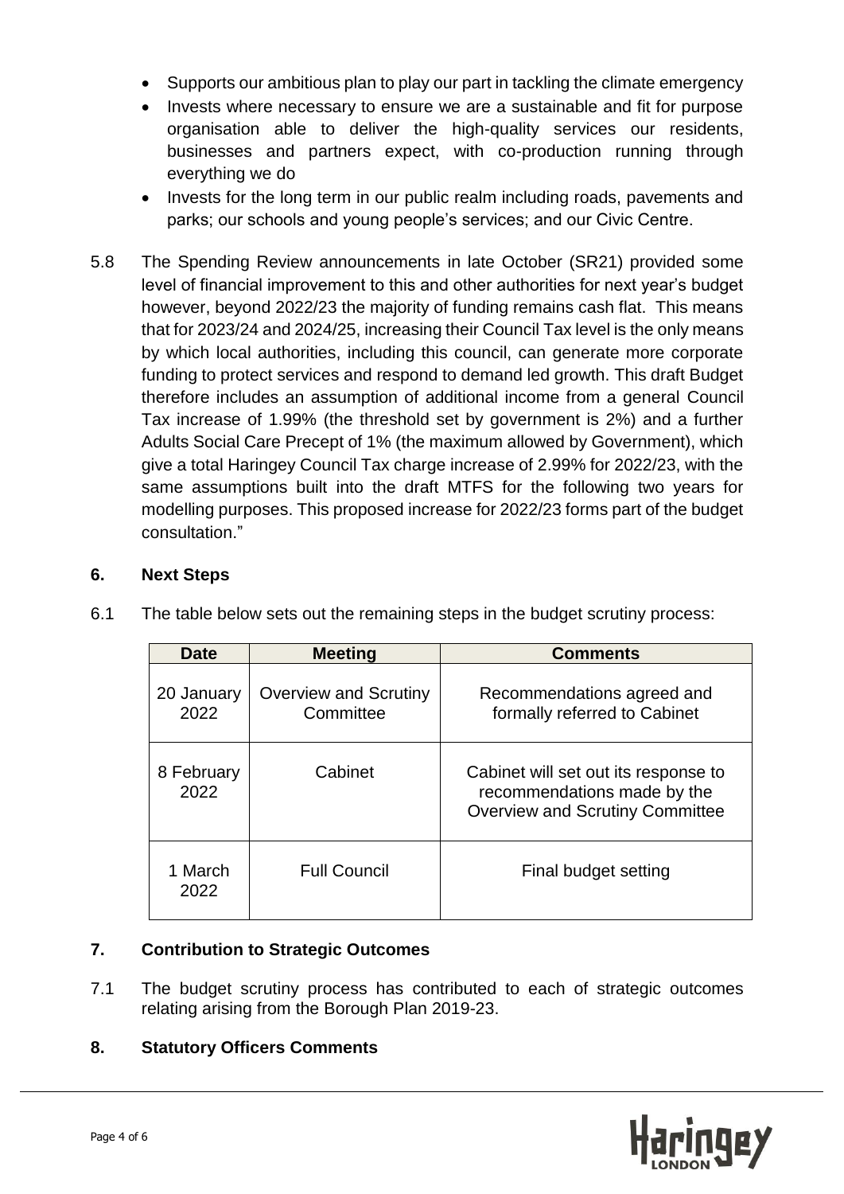- Supports our ambitious plan to play our part in tackling the climate emergency
- Invests where necessary to ensure we are a sustainable and fit for purpose organisation able to deliver the high-quality services our residents, businesses and partners expect, with co-production running through everything we do
- Invests for the long term in our public realm including roads, pavements and parks; our schools and young people's services; and our Civic Centre.

5.8 The Spending Review announcements in late October (SR21) provided some level of financial improvement to this and other authorities for next year's budget however, beyond 2022/23 the majority of funding remains cash flat. This means that for 2023/24 and 2024/25, increasing their Council Tax level is the only means by which local authorities, including this council, can generate more corporate funding to protect services and respond to demand led growth. This draft Budget therefore includes an assumption of additional income from a general Council Tax increase of 1.99% (the threshold set by government is 2%) and a further Adults Social Care Precept of 1% (the maximum allowed by Government), which give a total Haringey Council Tax charge increase of 2.99% for 2022/23, with the same assumptions built into the draft MTFS for the following two years for modelling purposes. This proposed increase for 2022/23 forms part of the budget consultation."

## 6. Next Steps

6.1 The table below sets out the remaining steps in the budget scrutiny process:

| Date | Meeting | Comments |
|---|---|---|
| 20 January 2022 | Overview and Scrutiny Committee | Recommendations agreed and formally referred to Cabinet |
| 8 February 2022 | Cabinet | Cabinet will set out its response to recommendations made by the Overview and Scrutiny Committee |
| 1 March 2022 | Full Council | Final budget setting |

## 7. Contribution to Strategic Outcomes

7.1 The budget scrutiny process has contributed to each of strategic outcomes relating arising from the Borough Plan 2019-23.

## 8. Statutory Officers Comments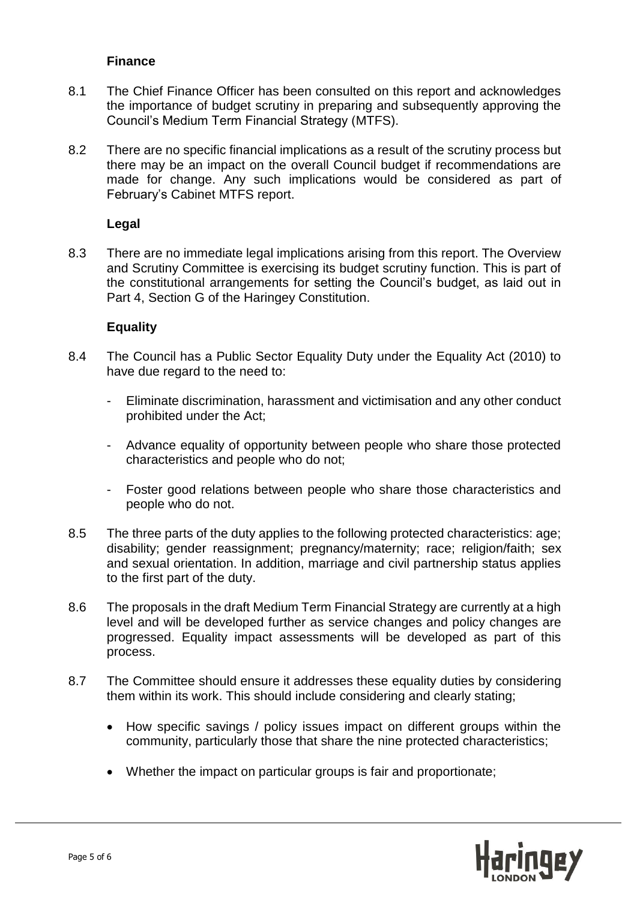**Finance**

8.1 The Chief Finance Officer has been consulted on this report and acknowledges the importance of budget scrutiny in preparing and subsequently approving the Council's Medium Term Financial Strategy (MTFS).

8.2 There are no specific financial implications as a result of the scrutiny process but there may be an impact on the overall Council budget if recommendations are made for change. Any such implications would be considered as part of February's Cabinet MTFS report.

**Legal**

8.3 There are no immediate legal implications arising from this report. The Overview and Scrutiny Committee is exercising its budget scrutiny function. This is part of the constitutional arrangements for setting the Council's budget, as laid out in Part 4, Section G of the Haringey Constitution.

**Equality**

8.4 The Council has a Public Sector Equality Duty under the Equality Act (2010) to have due regard to the need to:

- Eliminate discrimination, harassment and victimisation and any other conduct prohibited under the Act;
- Advance equality of opportunity between people who share those protected characteristics and people who do not;
- Foster good relations between people who share those characteristics and people who do not.

8.5 The three parts of the duty applies to the following protected characteristics: age; disability; gender reassignment; pregnancy/maternity; race; religion/faith; sex and sexual orientation. In addition, marriage and civil partnership status applies to the first part of the duty.

8.6 The proposals in the draft Medium Term Financial Strategy are currently at a high level and will be developed further as service changes and policy changes are progressed. Equality impact assessments will be developed as part of this process.

8.7 The Committee should ensure it addresses these equality duties by considering them within its work. This should include considering and clearly stating;

- How specific savings / policy issues impact on different groups within the community, particularly those that share the nine protected characteristics;
- Whether the impact on particular groups is fair and proportionate;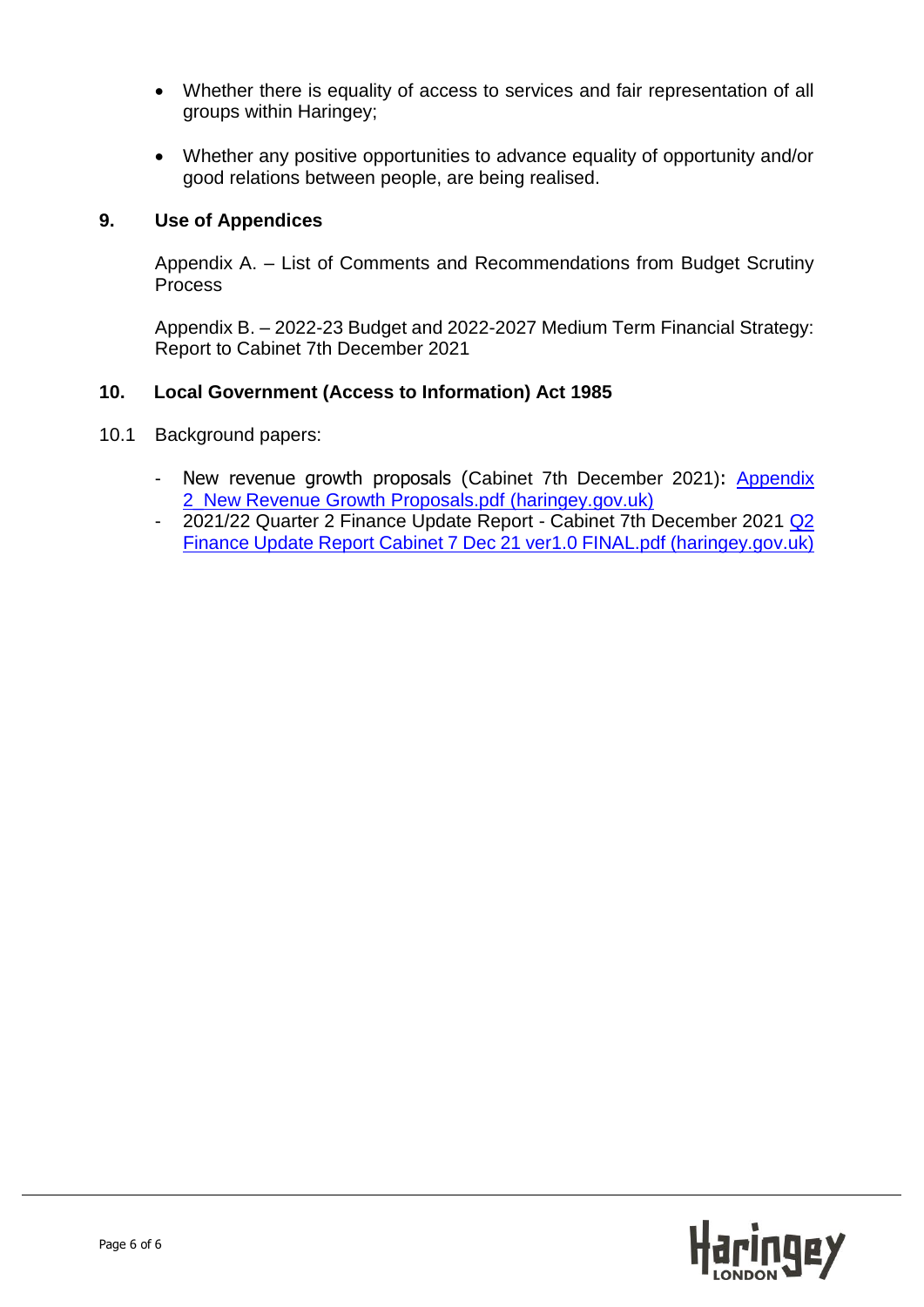- Whether there is equality of access to services and fair representation of all groups within Haringey;

- Whether any positive opportunities to advance equality of opportunity and/or good relations between people, are being realised.

## 9. Use of Appendices

Appendix A. – List of Comments and Recommendations from Budget Scrutiny Process

Appendix B. – 2022-23 Budget and 2022-2027 Medium Term Financial Strategy: Report to Cabinet 7th December 2021

## 10. Local Government (Access to Information) Act 1985

10.1 Background papers:

- New revenue growth proposals (Cabinet 7th December 2021): Appendix 2 New Revenue Growth Proposals.pdf (haringey.gov.uk)
- 2021/22 Quarter 2 Finance Update Report - Cabinet 7th December 2021 Q2 Finance Update Report Cabinet 7 Dec 21 ver1.0 FINAL.pdf (haringey.gov.uk)